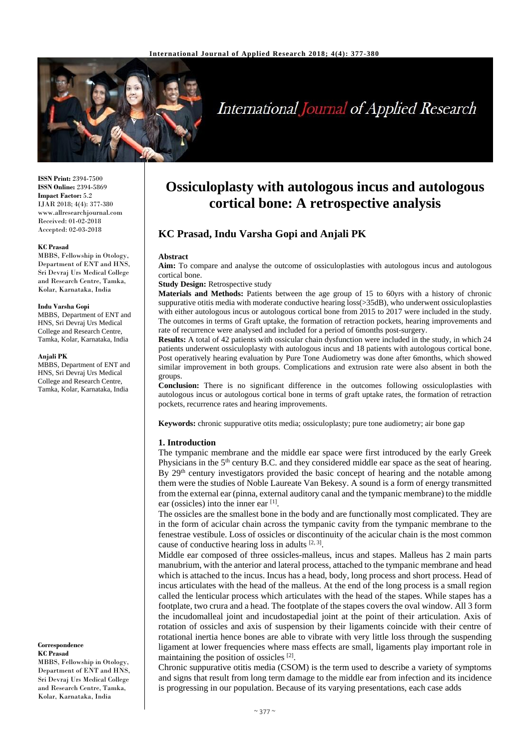# Ossiculoplasty with autologous incus and autologous cortical bone: A retrospective analysis

## KC Prasad, Indu Varsha Gopi and Anjali PK

**ISSN Print:** 2394-7500
**ISSN Online:** 2394-5869
**Impact Factor:** 5.2
IJAR 2018; 4(4): 377-380
www.allresearchjournal.com
Received: 01-02-2018
Accepted: 02-03-2018

**KC Prasad**
MBBS, Fellowship in Otology, Department of ENT and HNS, Sri Devraj Urs Medical College and Research Centre, Tamka, Kolar, Karnataka, India

**Indu Varsha Gopi**
MBBS, Department of ENT and HNS, Sri Devraj Urs Medical College and Research Centre, Tamka, Kolar, Karnataka, India

**Anjali PK**
MBBS, Department of ENT and HNS, Sri Devraj Urs Medical College and Research Centre, Tamka, Kolar, Karnataka, India

**Correspondence**
**KC Prasad**
MBBS, Fellowship in Otology, Department of ENT and HNS, Sri Devraj Urs Medical College and Research Centre, Tamka, Kolar, Karnataka, India

**Abstract**

**Aim:** To compare and analyse the outcome of ossiculoplasties with autologous incus and autologous cortical bone.

**Study Design:** Retrospective study

**Materials and Methods:** Patients between the age group of 15 to 60yrs with a history of chronic suppurative otitis media with moderate conductive hearing loss(>35dB), who underwent ossiculoplasties with either autologous incus or autologous cortical bone from 2015 to 2017 were included in the study. The outcomes in terms of Graft uptake, the formation of retraction pockets, hearing improvements and rate of recurrence were analysed and included for a period of 6months post-surgery.

**Results:** A total of 42 patients with ossicular chain dysfunction were included in the study, in which 24 patients underwent ossiculoplasty with autologous incus and 18 patients with autologous cortical bone. Post operatively hearing evaluation by Pure Tone Audiometry was done after 6months, which showed similar improvement in both groups. Complications and extrusion rate were also absent in both the groups.

**Conclusion:** There is no significant difference in the outcomes following ossiculoplasties with autologous incus or autologous cortical bone in terms of graft uptake rates, the formation of retraction pockets, recurrence rates and hearing improvements.

**Keywords:** chronic suppurative otits media; ossiculoplasty; pure tone audiometry; air bone gap

### 1. Introduction

The tympanic membrane and the middle ear space were first introduced by the early Greek Physicians in the 5th century B.C. and they considered middle ear space as the seat of hearing. By 29th century investigators provided the basic concept of hearing and the notable among them were the studies of Noble Laureate Van Bekesy. A sound is a form of energy transmitted from the external ear (pinna, external auditory canal and the tympanic membrane) to the middle ear (ossicles) into the inner ear [1].

The ossicles are the smallest bone in the body and are functionally most complicated. They are in the form of acicular chain across the tympanic cavity from the tympanic membrane to the fenestrae vestibule. Loss of ossicles or discontinuity of the acicular chain is the most common cause of conductive hearing loss in adults [2, 3].

Middle ear composed of three ossicles-malleus, incus and stapes. Malleus has 2 main parts manubrium, with the anterior and lateral process, attached to the tympanic membrane and head which is attached to the incus. Incus has a head, body, long process and short process. Head of incus articulates with the head of the malleus. At the end of the long process is a small region called the lenticular process which articulates with the head of the stapes. While stapes has a footplate, two crura and a head. The footplate of the stapes covers the oval window. All 3 form the incudomalleal joint and incudostapedial joint at the point of their articulation. Axis of rotation of ossicles and axis of suspension by their ligaments coincide with their centre of rotational inertia hence bones are able to vibrate with very little loss through the suspending ligament at lower frequencies where mass effects are small, ligaments play important role in maintaining the position of ossicles [2].

Chronic suppurative otitis media (CSOM) is the term used to describe a variety of symptoms and signs that result from long term damage to the middle ear from infection and its incidence is progressing in our population. Because of its varying presentations, each case adds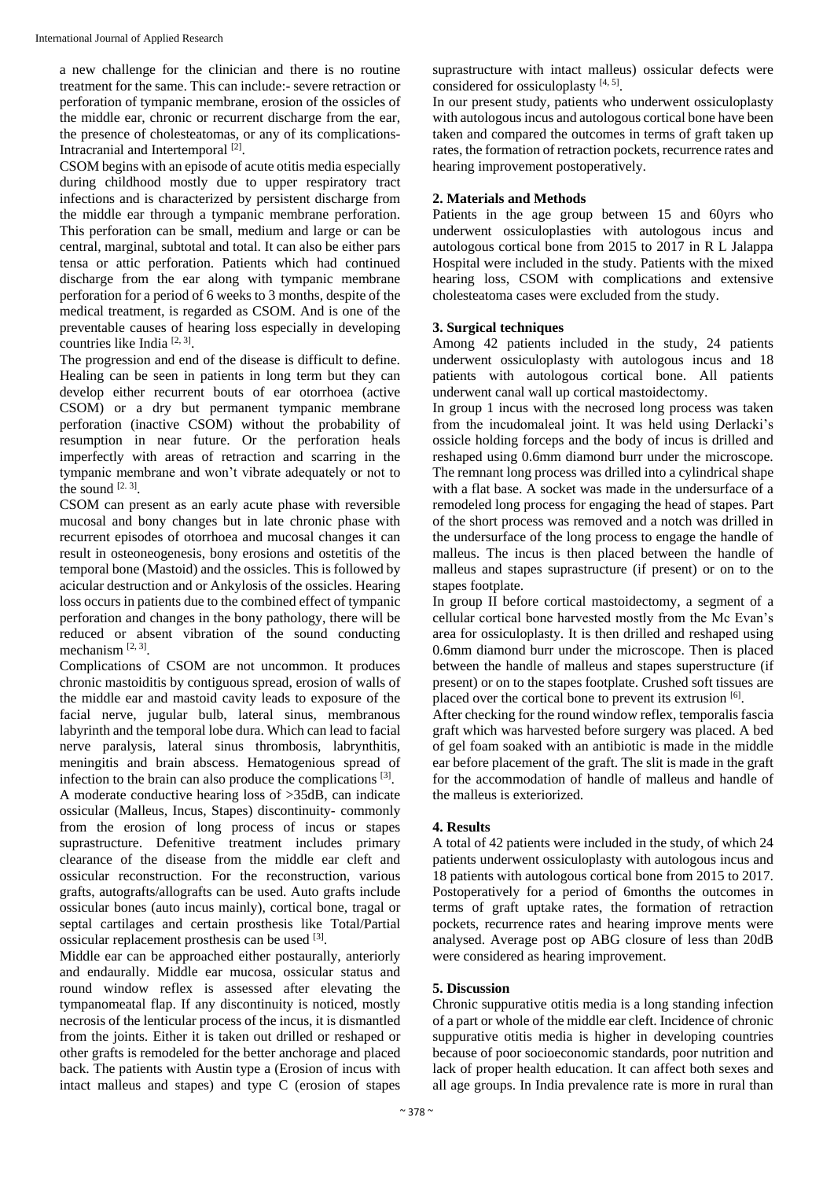a new challenge for the clinician and there is no routine treatment for the same. This can include:- severe retraction or perforation of tympanic membrane, erosion of the ossicles of the middle ear, chronic or recurrent discharge from the ear, the presence of cholesteatomas, or any of its complications-Intracranial and Intertemporal [2].

CSOM begins with an episode of acute otitis media especially during childhood mostly due to upper respiratory tract infections and is characterized by persistent discharge from the middle ear through a tympanic membrane perforation. This perforation can be small, medium and large or can be central, marginal, subtotal and total. It can also be either pars tensa or attic perforation. Patients which had continued discharge from the ear along with tympanic membrane perforation for a period of 6 weeks to 3 months, despite of the medical treatment, is regarded as CSOM. And is one of the preventable causes of hearing loss especially in developing countries like India [2, 3].

The progression and end of the disease is difficult to define. Healing can be seen in patients in long term but they can develop either recurrent bouts of ear otorrhoea (active CSOM) or a dry but permanent tympanic membrane perforation (inactive CSOM) without the probability of resumption in near future. Or the perforation heals imperfectly with areas of retraction and scarring in the tympanic membrane and won't vibrate adequately or not to the sound [2. 3].

CSOM can present as an early acute phase with reversible mucosal and bony changes but in late chronic phase with recurrent episodes of otorrhoea and mucosal changes it can result in osteoneogenesis, bony erosions and ostetitis of the temporal bone (Mastoid) and the ossicles. This is followed by acicular destruction and or Ankylosis of the ossicles. Hearing loss occurs in patients due to the combined effect of tympanic perforation and changes in the bony pathology, there will be reduced or absent vibration of the sound conducting mechanism [2, 3].

Complications of CSOM are not uncommon. It produces chronic mastoiditis by contiguous spread, erosion of walls of the middle ear and mastoid cavity leads to exposure of the facial nerve, jugular bulb, lateral sinus, membranous labyrinth and the temporal lobe dura. Which can lead to facial nerve paralysis, lateral sinus thrombosis, labrynthitis, meningitis and brain abscess. Hematogenious spread of infection to the brain can also produce the complications [3].

A moderate conductive hearing loss of >35dB, can indicate ossicular (Malleus, Incus, Stapes) discontinuity- commonly from the erosion of long process of incus or stapes suprastructure. Definitive treatment includes primary clearance of the disease from the middle ear cleft and ossicular reconstruction. For the reconstruction, various grafts, autografts/allografts can be used. Auto grafts include ossicular bones (auto incus mainly), cortical bone, tragal or septal cartilages and certain prosthesis like Total/Partial ossicular replacement prosthesis can be used [3].

Middle ear can be approached either postaurally, anteriorly and endaurally. Middle ear mucosa, ossicular status and round window reflex is assessed after elevating the tympanomeatal flap. If any discontinuity is noticed, mostly necrosis of the lenticular process of the incus, it is dismantled from the joints. Either it is taken out drilled or reshaped or other grafts is remodeled for the better anchorage and placed back. The patients with Austin type a (Erosion of incus with intact malleus and stapes) and type C (erosion of stapes suprastructure with intact malleus) ossicular defects were considered for ossiculoplasty [4, 5].

In our present study, patients who underwent ossiculoplasty with autologous incus and autologous cortical bone have been taken and compared the outcomes in terms of graft taken up rates, the formation of retraction pockets, recurrence rates and hearing improvement postoperatively.

## 2. Materials and Methods

Patients in the age group between 15 and 60yrs who underwent ossiculoplasties with autologous incus and autologous cortical bone from 2015 to 2017 in R L Jalappa Hospital were included in the study. Patients with the mixed hearing loss, CSOM with complications and extensive cholesteatoma cases were excluded from the study.

## 3. Surgical techniques

Among 42 patients included in the study, 24 patients underwent ossiculoplasty with autologous incus and 18 patients with autologous cortical bone. All patients underwent canal wall up cortical mastoidectomy.

In group 1 incus with the necrosed long process was taken from the incudomaleal joint. It was held using Derlacki's ossicle holding forceps and the body of incus is drilled and reshaped using 0.6mm diamond burr under the microscope. The remnant long process was drilled into a cylindrical shape with a flat base. A socket was made in the undersurface of a remodeled long process for engaging the head of stapes. Part of the short process was removed and a notch was drilled in the undersurface of the long process to engage the handle of malleus. The incus is then placed between the handle of malleus and stapes suprastructure (if present) or on to the stapes footplate.

In group II before cortical mastoidectomy, a segment of a cellular cortical bone harvested mostly from the Mc Evan's area for ossiculoplasty. It is then drilled and reshaped using 0.6mm diamond burr under the microscope. Then is placed between the handle of malleus and stapes superstructure (if present) or on to the stapes footplate. Crushed soft tissues are placed over the cortical bone to prevent its extrusion [6].

After checking for the round window reflex, temporalis fascia graft which was harvested before surgery was placed. A bed of gel foam soaked with an antibiotic is made in the middle ear before placement of the graft. The slit is made in the graft for the accommodation of handle of malleus and handle of the malleus is exteriorized.

## 4. Results

A total of 42 patients were included in the study, of which 24 patients underwent ossiculoplasty with autologous incus and 18 patients with autologous cortical bone from 2015 to 2017. Postoperatively for a period of 6months the outcomes in terms of graft uptake rates, the formation of retraction pockets, recurrence rates and hearing improve ments were analysed. Average post op ABG closure of less than 20dB were considered as hearing improvement.

## 5. Discussion

Chronic suppurative otitis media is a long standing infection of a part or whole of the middle ear cleft. Incidence of chronic suppurative otitis media is higher in developing countries because of poor socioeconomic standards, poor nutrition and lack of proper health education. It can affect both sexes and all age groups. In India prevalence rate is more in rural than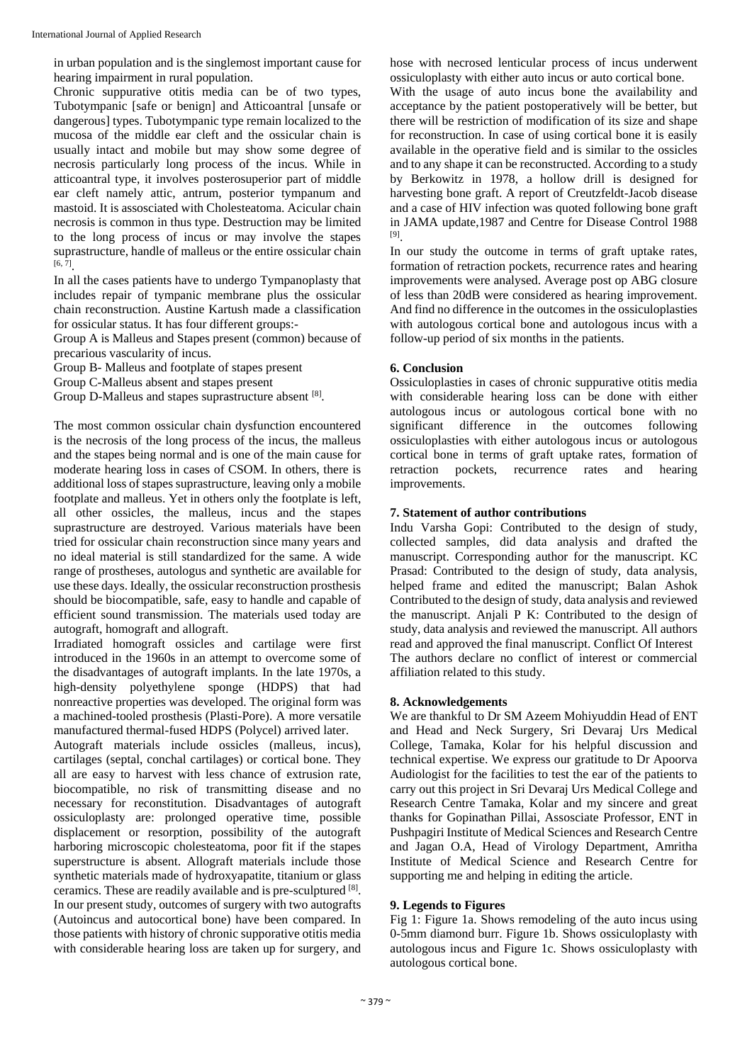in urban population and is the singlemost important cause for hearing impairment in rural population.

Chronic suppurative otitis media can be of two types, Tubotympanic [safe or benign] and Atticoantral [unsafe or dangerous] types. Tubotympanic type remain localized to the mucosa of the middle ear cleft and the ossicular chain is usually intact and mobile but may show some degree of necrosis particularly long process of the incus. While in atticoantral type, it involves posterosuperior part of middle ear cleft namely attic, antrum, posterior tympanum and mastoid. It is assosciated with Cholesteatoma. Acicular chain necrosis is common in thus type. Destruction may be limited to the long process of incus or may involve the stapes suprastructure, handle of malleus or the entire ossicular chain [6, 7].

In all the cases patients have to undergo Tympanoplasty that includes repair of tympanic membrane plus the ossicular chain reconstruction. Austine Kartush made a classification for ossicular status. It has four different groups:-

Group A is Malleus and Stapes present (common) because of precarious vascularity of incus.

Group B- Malleus and footplate of stapes present

Group C-Malleus absent and stapes present

Group D-Malleus and stapes suprastructure absent [8].

The most common ossicular chain dysfunction encountered is the necrosis of the long process of the incus, the malleus and the stapes being normal and is one of the main cause for moderate hearing loss in cases of CSOM. In others, there is additional loss of stapes suprastructure, leaving only a mobile footplate and malleus. Yet in others only the footplate is left, all other ossicles, the malleus, incus and the stapes suprastructure are destroyed. Various materials have been tried for ossicular chain reconstruction since many years and no ideal material is still standardized for the same. A wide range of prostheses, autologus and synthetic are available for use these days. Ideally, the ossicular reconstruction prosthesis should be biocompatible, safe, easy to handle and capable of efficient sound transmission. The materials used today are autograft, homograft and allograft.

Irradiated homograft ossicles and cartilage were first introduced in the 1960s in an attempt to overcome some of the disadvantages of autograft implants. In the late 1970s, a high-density polyethylene sponge (HDPS) that had nonreactive properties was developed. The original form was a machined-tooled prosthesis (Plasti-Pore). A more versatile manufactured thermal-fused HDPS (Polycel) arrived later.

Autograft materials include ossicles (malleus, incus), cartilages (septal, conchal cartilages) or cortical bone. They all are easy to harvest with less chance of extrusion rate, biocompatible, no risk of transmitting disease and no necessary for reconstitution. Disadvantages of autograft ossiculoplasty are: prolonged operative time, possible displacement or resorption, possibility of the autograft harboring microscopic cholesteatoma, poor fit if the stapes superstructure is absent. Allograft materials include those synthetic materials made of hydroxyapatite, titanium or glass ceramics. These are readily available and is pre-sculptured [8].

In our present study, outcomes of surgery with two autografts (Autoincus and autocortical bone) have been compared. In those patients with history of chronic supporative otitis media with considerable hearing loss are taken up for surgery, and hose with necrosed lenticular process of incus underwent ossiculoplasty with either auto incus or auto cortical bone.

With the usage of auto incus bone the availability and acceptance by the patient postoperatively will be better, but there will be restriction of modification of its size and shape for reconstruction. In case of using cortical bone it is easily available in the operative field and is similar to the ossicles and to any shape it can be reconstructed. According to a study by Berkowitz in 1978, a hollow drill is designed for harvesting bone graft. A report of Creutzfeldt-Jacob disease and a case of HIV infection was quoted following bone graft in JAMA update,1987 and Centre for Disease Control 1988 [9].

In our study the outcome in terms of graft uptake rates, formation of retraction pockets, recurrence rates and hearing improvements were analysed. Average post op ABG closure of less than 20dB were considered as hearing improvement. And find no difference in the outcomes in the ossiculoplasties with autologous cortical bone and autologous incus with a follow-up period of six months in the patients.

## 6. Conclusion

Ossiculoplasties in cases of chronic suppurative otitis media with considerable hearing loss can be done with either autologous incus or autologous cortical bone with no significant difference in the outcomes following ossiculoplasties with either autologous incus or autologous cortical bone in terms of graft uptake rates, formation of retraction pockets, recurrence rates and hearing improvements.

## 7. Statement of author contributions

Indu Varsha Gopi: Contributed to the design of study, collected samples, did data analysis and drafted the manuscript. Corresponding author for the manuscript. KC Prasad: Contributed to the design of study, data analysis, helped frame and edited the manuscript; Balan Ashok Contributed to the design of study, data analysis and reviewed the manuscript. Anjali P K: Contributed to the design of study, data analysis and reviewed the manuscript. All authors read and approved the final manuscript. Conflict Of Interest The authors declare no conflict of interest or commercial affiliation related to this study.

## 8. Acknowledgements

We are thankful to Dr SM Azeem Mohiyuddin Head of ENT and Head and Neck Surgery, Sri Devaraj Urs Medical College, Tamaka, Kolar for his helpful discussion and technical expertise. We express our gratitude to Dr Apoorva Audiologist for the facilities to test the ear of the patients to carry out this project in Sri Devaraj Urs Medical College and Research Centre Tamaka, Kolar and my sincere and great thanks for Gopinathan Pillai, Assosciate Professor, ENT in Pushpagiri Institute of Medical Sciences and Research Centre and Jagan O.A, Head of Virology Department, Amritha Institute of Medical Science and Research Centre for supporting me and helping in editing the article.

## 9. Legends to Figures

Fig 1: Figure 1a. Shows remodeling of the auto incus using 0-5mm diamond burr. Figure 1b. Shows ossiculoplasty with autologous incus and Figure 1c. Shows ossiculoplasty with autologous cortical bone.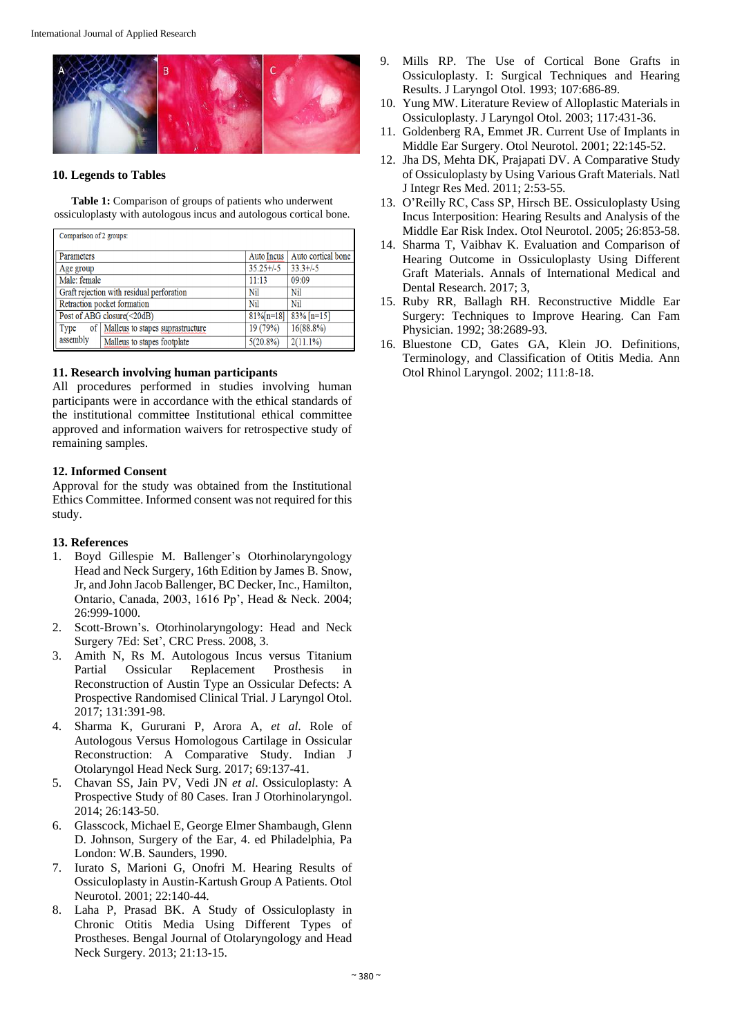## 10. Legends to Tables

**Table 1:** Comparison of groups of patients who underwent ossiculoplasty with autologous incus and autologous cortical bone.

| Comparison of 2 groups: | | | |
|---|---|---|---|
| Parameters | | Auto Incus | Auto cortical bone |
| Age group | | 35.25+/-5 | 33.3+/-5 |
| Male: female | | 11:13 | 09:09 |
| Graft rejection with residual perforation | | Nil | Nil |
| Retraction pocket formation | | Nil | Nil |
| Post of ABG closure(<20dB) | | 81%[n=18] | 83% [n=15] |
| Type of assembly | Malleus to stapes suprastructure | 19 (79%) | 16(88.8%) |
| | Malleus to stapes footplate | 5(20.8%) | 2(11.1%) |

## 11. Research involving human participants

All procedures performed in studies involving human participants were in accordance with the ethical standards of the institutional committee Institutional ethical committee approved and information waivers for retrospective study of remaining samples.

## 12. Informed Consent

Approval for the study was obtained from the Institutional Ethics Committee. Informed consent was not required for this study.

## 13. References

1. Boyd Gillespie M. Ballenger's Otorhinolaryngology Head and Neck Surgery, 16th Edition by James B. Snow, Jr, and John Jacob Ballenger, BC Decker, Inc., Hamilton, Ontario, Canada, 2003, 1616 Pp', Head & Neck. 2004; 26:999-1000.
2. Scott-Brown's. Otorhinolaryngology: Head and Neck Surgery 7Ed: Set', CRC Press. 2008, 3.
3. Amith N, Rs M. Autologous Incus versus Titanium Partial Ossicular Replacement Prosthesis in Reconstruction of Austin Type an Ossicular Defects: A Prospective Randomised Clinical Trial. J Laryngol Otol. 2017; 131:391-98.
4. Sharma K, Gururani P, Arora A, *et al.* Role of Autologous Versus Homologous Cartilage in Ossicular Reconstruction: A Comparative Study. Indian J Otolaryngol Head Neck Surg. 2017; 69:137-41.
5. Chavan SS, Jain PV, Vedi JN *et al*. Ossiculoplasty: A Prospective Study of 80 Cases. Iran J Otorhinolaryngol. 2014; 26:143-50.
6. Glasscock, Michael E, George Elmer Shambaugh, Glenn D. Johnson, Surgery of the Ear, 4. ed Philadelphia, Pa London: W.B. Saunders, 1990.
7. Iurato S, Marioni G, Onofri M. Hearing Results of Ossiculoplasty in Austin-Kartush Group A Patients. Otol Neurotol. 2001; 22:140-44.
8. Laha P, Prasad BK. A Study of Ossiculoplasty in Chronic Otitis Media Using Different Types of Prostheses. Bengal Journal of Otolaryngology and Head Neck Surgery. 2013; 21:13-15.
9. Mills RP. The Use of Cortical Bone Grafts in Ossiculoplasty. I: Surgical Techniques and Hearing Results. J Laryngol Otol. 1993; 107:686-89.
10. Yung MW. Literature Review of Alloplastic Materials in Ossiculoplasty. J Laryngol Otol. 2003; 117:431-36.
11. Goldenberg RA, Emmet JR. Current Use of Implants in Middle Ear Surgery. Otol Neurotol. 2001; 22:145-52.
12. Jha DS, Mehta DK, Prajapati DV. A Comparative Study of Ossiculoplasty by Using Various Graft Materials. Natl J Integr Res Med. 2011; 2:53-55.
13. O'Reilly RC, Cass SP, Hirsch BE. Ossiculoplasty Using Incus Interposition: Hearing Results and Analysis of the Middle Ear Risk Index. Otol Neurotol. 2005; 26:853-58.
14. Sharma T, Vaibhav K. Evaluation and Comparison of Hearing Outcome in Ossiculoplasty Using Different Graft Materials. Annals of International Medical and Dental Research. 2017; 3,
15. Ruby RR, Ballagh RH. Reconstructive Middle Ear Surgery: Techniques to Improve Hearing. Can Fam Physician. 1992; 38:2689-93.
16. Bluestone CD, Gates GA, Klein JO. Definitions, Terminology, and Classification of Otitis Media. Ann Otol Rhinol Laryngol. 2002; 111:8-18.